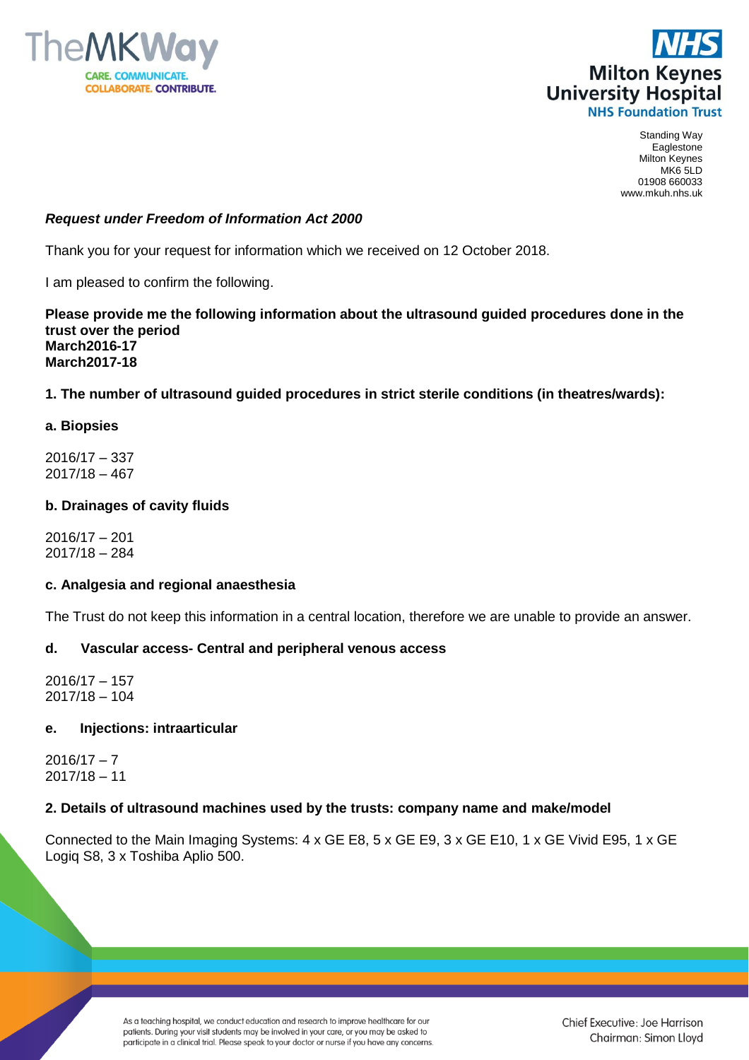Standing Way
Eaglestone
Milton Keynes
MK6 5LD
01908 660033
www.mkuh.nhs.uk

***Request under Freedom of Information Act 2000***

Thank you for your request for information which we received on 12 October 2018.

I am pleased to confirm the following.

**Please provide me the following information about the ultrasound guided procedures done in the trust over the period**
**March2016-17**
**March2017-18**

**1. The number of ultrasound guided procedures in strict sterile conditions (in theatres/wards):**

**a. Biopsies**

2016/17 – 337
2017/18 – 467

**b. Drainages of cavity fluids**

2016/17 – 201
2017/18 – 284

**c. Analgesia and regional anaesthesia**

The Trust do not keep this information in a central location, therefore we are unable to provide an answer.

**d. Vascular access- Central and peripheral venous access**

2016/17 – 157
2017/18 – 104

**e. Injections: intraarticular**

2016/17 – 7
2017/18 – 11

**2. Details of ultrasound machines used by the trusts: company name and make/model**

Connected to the Main Imaging Systems: 4 x GE E8, 5 x GE E9, 3 x GE E10, 1 x GE Vivid E95, 1 x GE Logiq S8, 3 x Toshiba Aplio 500.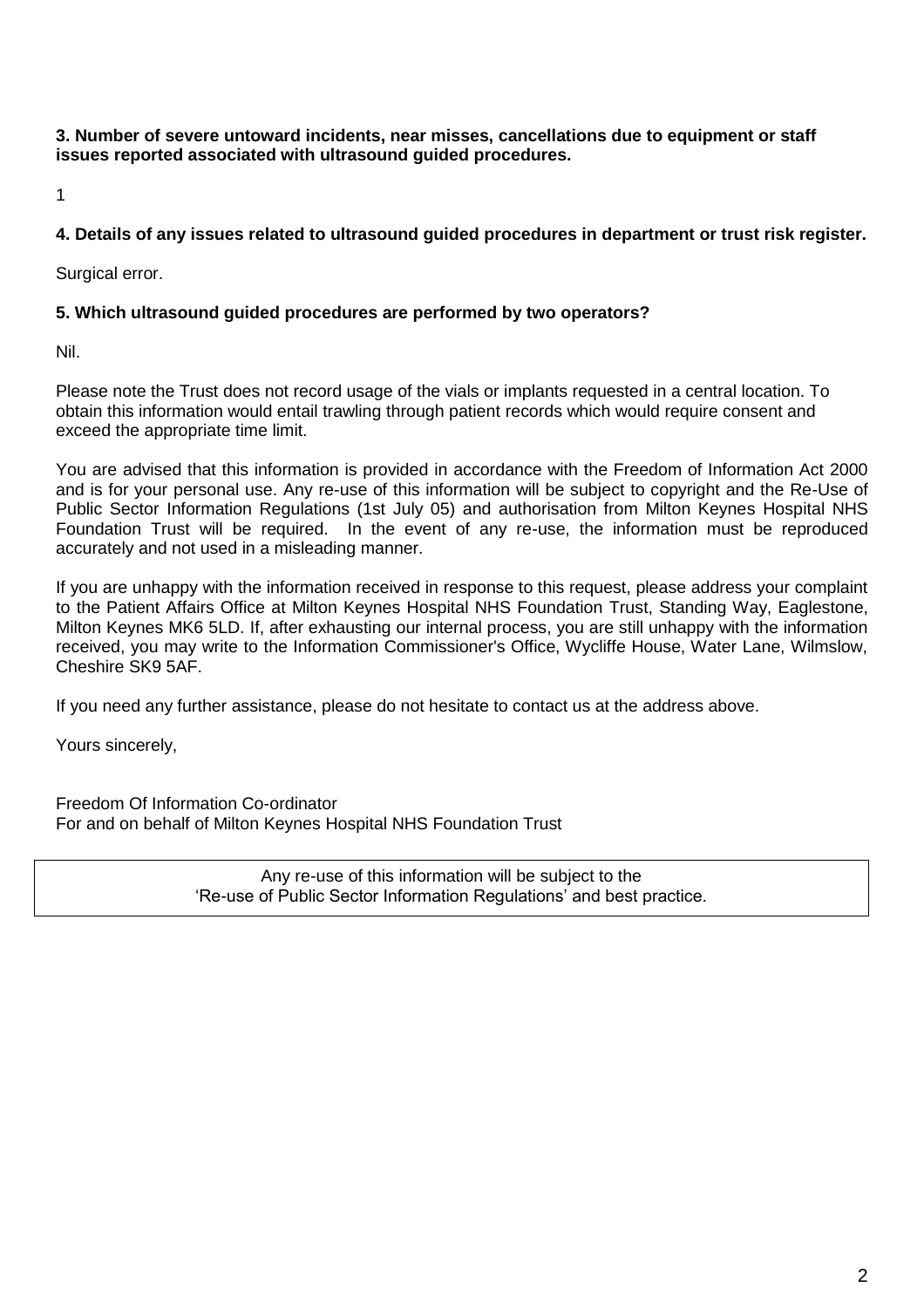**3. Number of severe untoward incidents, near misses, cancellations due to equipment or staff issues reported associated with ultrasound guided procedures.**

1

**4. Details of any issues related to ultrasound guided procedures in department or trust risk register.**

Surgical error.

**5. Which ultrasound guided procedures are performed by two operators?**

Nil.

Please note the Trust does not record usage of the vials or implants requested in a central location. To obtain this information would entail trawling through patient records which would require consent and exceed the appropriate time limit.

You are advised that this information is provided in accordance with the Freedom of Information Act 2000 and is for your personal use. Any re-use of this information will be subject to copyright and the Re-Use of Public Sector Information Regulations (1st July 05) and authorisation from Milton Keynes Hospital NHS Foundation Trust will be required. In the event of any re-use, the information must be reproduced accurately and not used in a misleading manner.

If you are unhappy with the information received in response to this request, please address your complaint to the Patient Affairs Office at Milton Keynes Hospital NHS Foundation Trust, Standing Way, Eaglestone, Milton Keynes MK6 5LD. If, after exhausting our internal process, you are still unhappy with the information received, you may write to the Information Commissioner's Office, Wycliffe House, Water Lane, Wilmslow, Cheshire SK9 5AF.

If you need any further assistance, please do not hesitate to contact us at the address above.

Yours sincerely,

Freedom Of Information Co-ordinator
For and on behalf of Milton Keynes Hospital NHS Foundation Trust

Any re-use of this information will be subject to the
'Re-use of Public Sector Information Regulations' and best practice.